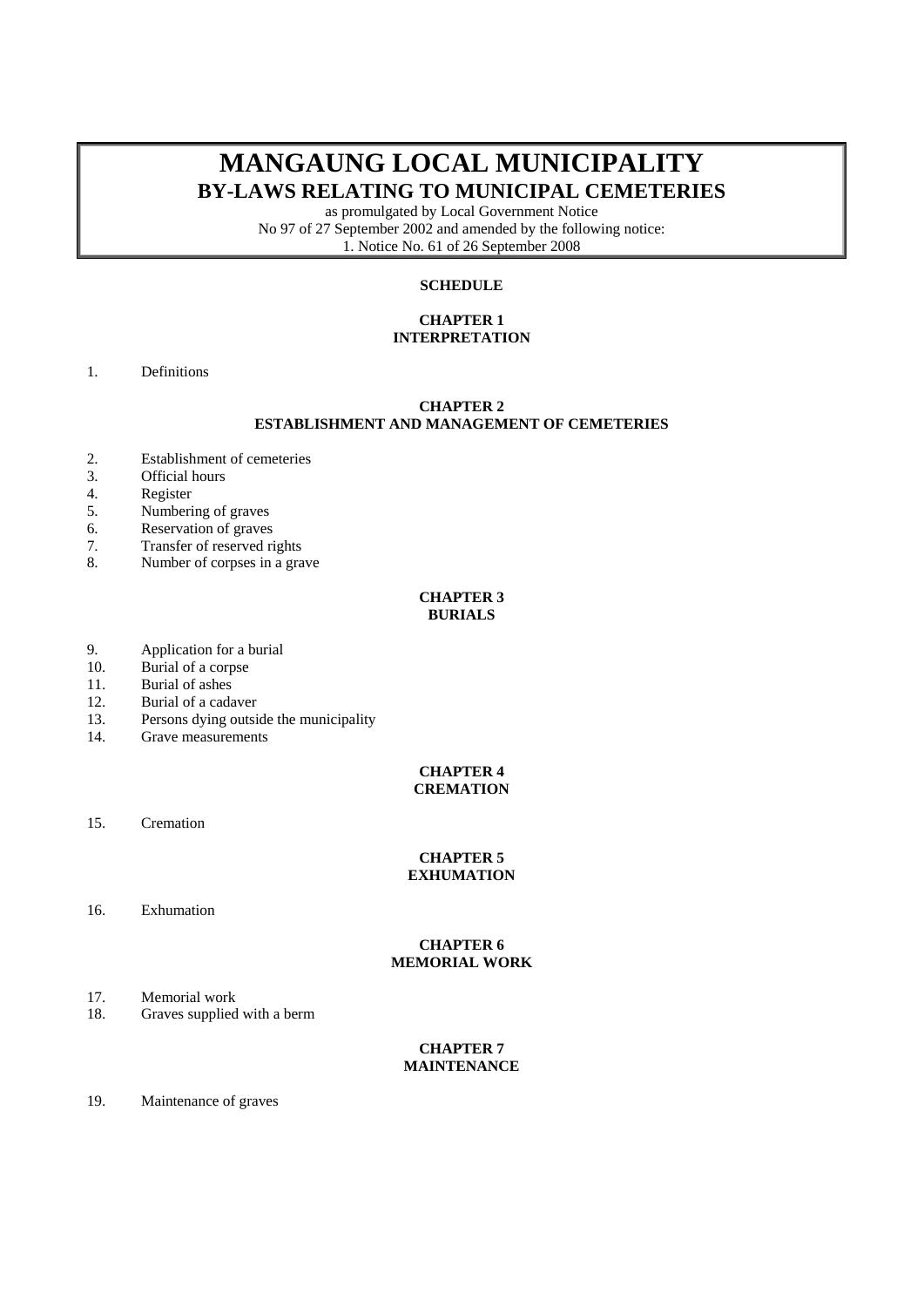# MANGAUNG LOCAL MUNICIPALITY

## BY-LAWS RELATING TO MUNICIPAL CEMETERIES

as promulgated by Local Government Notice
No 97 of 27 September 2002 and amended by the following notice:
1. Notice No. 61 of 26 September 2008

**SCHEDULE**

**CHAPTER 1**
**INTERPRETATION**

1. Definitions

**CHAPTER 2**
**ESTABLISHMENT AND MANAGEMENT OF CEMETERIES**

2. Establishment of cemeteries
3. Official hours
4. Register
5. Numbering of graves
6. Reservation of graves
7. Transfer of reserved rights
8. Number of corpses in a grave

**CHAPTER 3**
**BURIALS**

9. Application for a burial
10. Burial of a corpse
11. Burial of ashes
12. Burial of a cadaver
13. Persons dying outside the municipality
14. Grave measurements

**CHAPTER 4**
**CREMATION**

15. Cremation

**CHAPTER 5**
**EXHUMATION**

16. Exhumation

**CHAPTER 6**
**MEMORIAL WORK**

17. Memorial work
18. Graves supplied with a berm

**CHAPTER 7**
**MAINTENANCE**

19. Maintenance of graves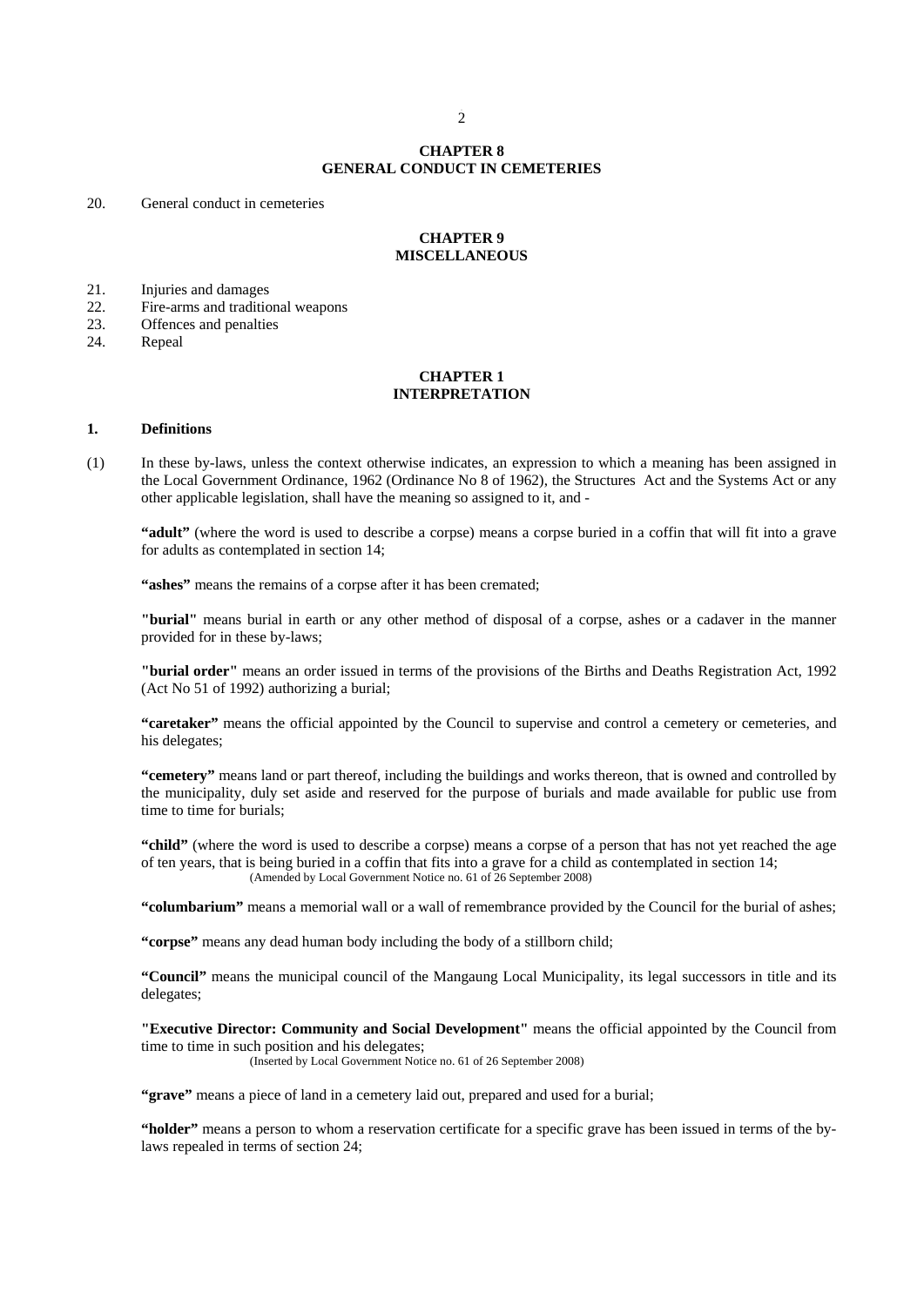## CHAPTER 8
## GENERAL CONDUCT IN CEMETERIES

20. General conduct in cemeteries

## CHAPTER 9
## MISCELLANEOUS

21. Injuries and damages
22. Fire-arms and traditional weapons
23. Offences and penalties
24. Repeal

## CHAPTER 1
## INTERPRETATION

### 1. Definitions

(1) In these by-laws, unless the context otherwise indicates, an expression to which a meaning has been assigned in the Local Government Ordinance, 1962 (Ordinance No 8 of 1962), the Structures Act and the Systems Act or any other applicable legislation, shall have the meaning so assigned to it, and -

**"adult"** (where the word is used to describe a corpse) means a corpse buried in a coffin that will fit into a grave for adults as contemplated in section 14;

**"ashes"** means the remains of a corpse after it has been cremated;

**"burial"** means burial in earth or any other method of disposal of a corpse, ashes or a cadaver in the manner provided for in these by-laws;

**"burial order"** means an order issued in terms of the provisions of the Births and Deaths Registration Act, 1992 (Act No 51 of 1992) authorizing a burial;

**"caretaker"** means the official appointed by the Council to supervise and control a cemetery or cemeteries, and his delegates;

**"cemetery"** means land or part thereof, including the buildings and works thereon, that is owned and controlled by the municipality, duly set aside and reserved for the purpose of burials and made available for public use from time to time for burials;

**"child"** (where the word is used to describe a corpse) means a corpse of a person that has not yet reached the age of ten years, that is being buried in a coffin that fits into a grave for a child as contemplated in section 14;
(Amended by Local Government Notice no. 61 of 26 September 2008)

**"columbarium"** means a memorial wall or a wall of remembrance provided by the Council for the burial of ashes;

**"corpse"** means any dead human body including the body of a stillborn child;

**"Council"** means the municipal council of the Mangaung Local Municipality, its legal successors in title and its delegates;

**"Executive Director: Community and Social Development"** means the official appointed by the Council from time to time in such position and his delegates;
(Inserted by Local Government Notice no. 61 of 26 September 2008)

**"grave"** means a piece of land in a cemetery laid out, prepared and used for a burial;

**"holder"** means a person to whom a reservation certificate for a specific grave has been issued in terms of the by-laws repealed in terms of section 24;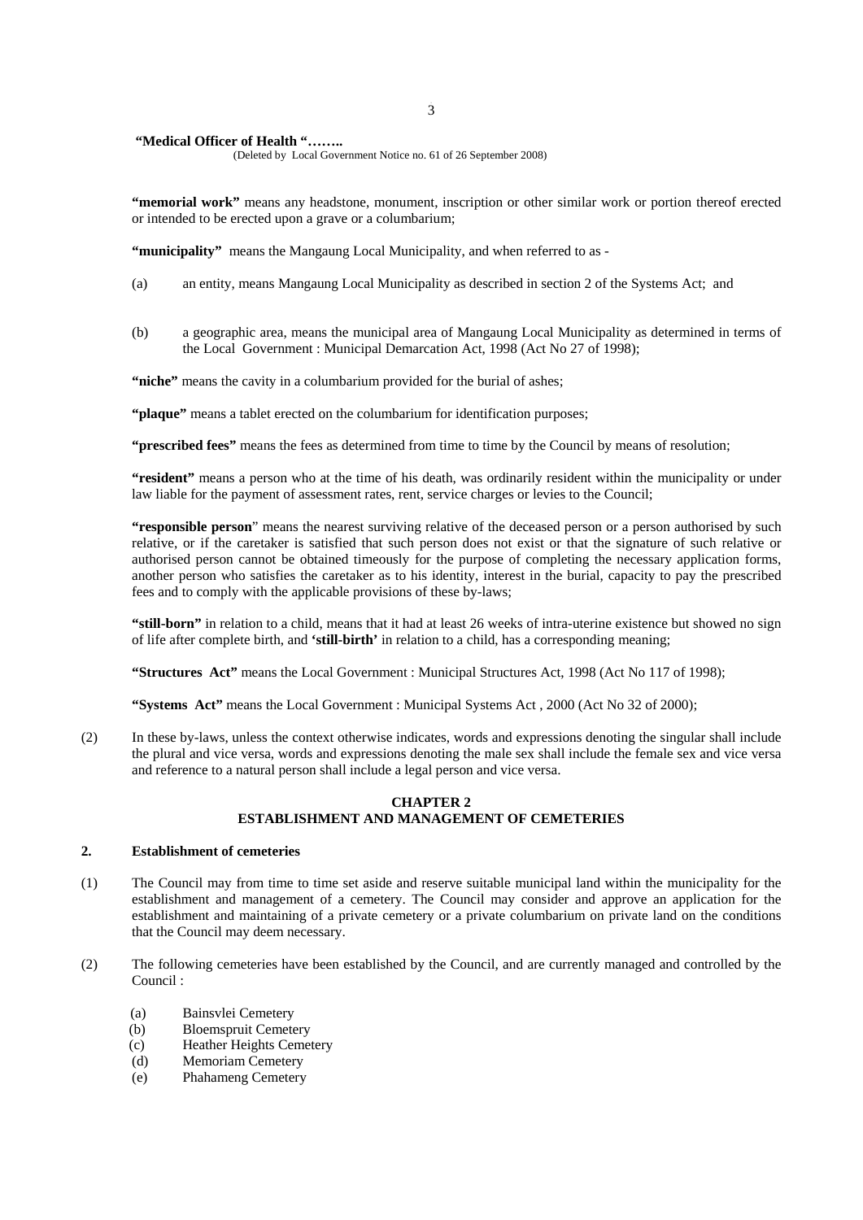**"Medical Officer of Health "……..**
(Deleted by Local Government Notice no. 61 of 26 September 2008)

**"memorial work"** means any headstone, monument, inscription or other similar work or portion thereof erected or intended to be erected upon a grave or a columbarium;

**"municipality"** means the Mangaung Local Municipality, and when referred to as -

(a) an entity, means Mangaung Local Municipality as described in section 2 of the Systems Act; and

(b) a geographic area, means the municipal area of Mangaung Local Municipality as determined in terms of the Local Government : Municipal Demarcation Act, 1998 (Act No 27 of 1998);

**"niche"** means the cavity in a columbarium provided for the burial of ashes;

**"plaque"** means a tablet erected on the columbarium for identification purposes;

**"prescribed fees"** means the fees as determined from time to time by the Council by means of resolution;

**"resident"** means a person who at the time of his death, was ordinarily resident within the municipality or under law liable for the payment of assessment rates, rent, service charges or levies to the Council;

**"responsible person"** means the nearest surviving relative of the deceased person or a person authorised by such relative, or if the caretaker is satisfied that such person does not exist or that the signature of such relative or authorised person cannot be obtained timeously for the purpose of completing the necessary application forms, another person who satisfies the caretaker as to his identity, interest in the burial, capacity to pay the prescribed fees and to comply with the applicable provisions of these by-laws;

**"still-born"** in relation to a child, means that it had at least 26 weeks of intra-uterine existence but showed no sign of life after complete birth, and **'still-birth'** in relation to a child, has a corresponding meaning;

**"Structures Act"** means the Local Government : Municipal Structures Act, 1998 (Act No 117 of 1998);

**"Systems Act"** means the Local Government : Municipal Systems Act , 2000 (Act No 32 of 2000);

(2) In these by-laws, unless the context otherwise indicates, words and expressions denoting the singular shall include the plural and vice versa, words and expressions denoting the male sex shall include the female sex and vice versa and reference to a natural person shall include a legal person and vice versa.

## CHAPTER 2
## ESTABLISHMENT AND MANAGEMENT OF CEMETERIES

### 2. Establishment of cemeteries

(1) The Council may from time to time set aside and reserve suitable municipal land within the municipality for the establishment and management of a cemetery. The Council may consider and approve an application for the establishment and maintaining of a private cemetery or a private columbarium on private land on the conditions that the Council may deem necessary.

(2) The following cemeteries have been established by the Council, and are currently managed and controlled by the Council :

(a) Bainsvlei Cemetery
(b) Bloemspruit Cemetery
(c) Heather Heights Cemetery
(d) Memoriam Cemetery
(e) Phahameng Cemetery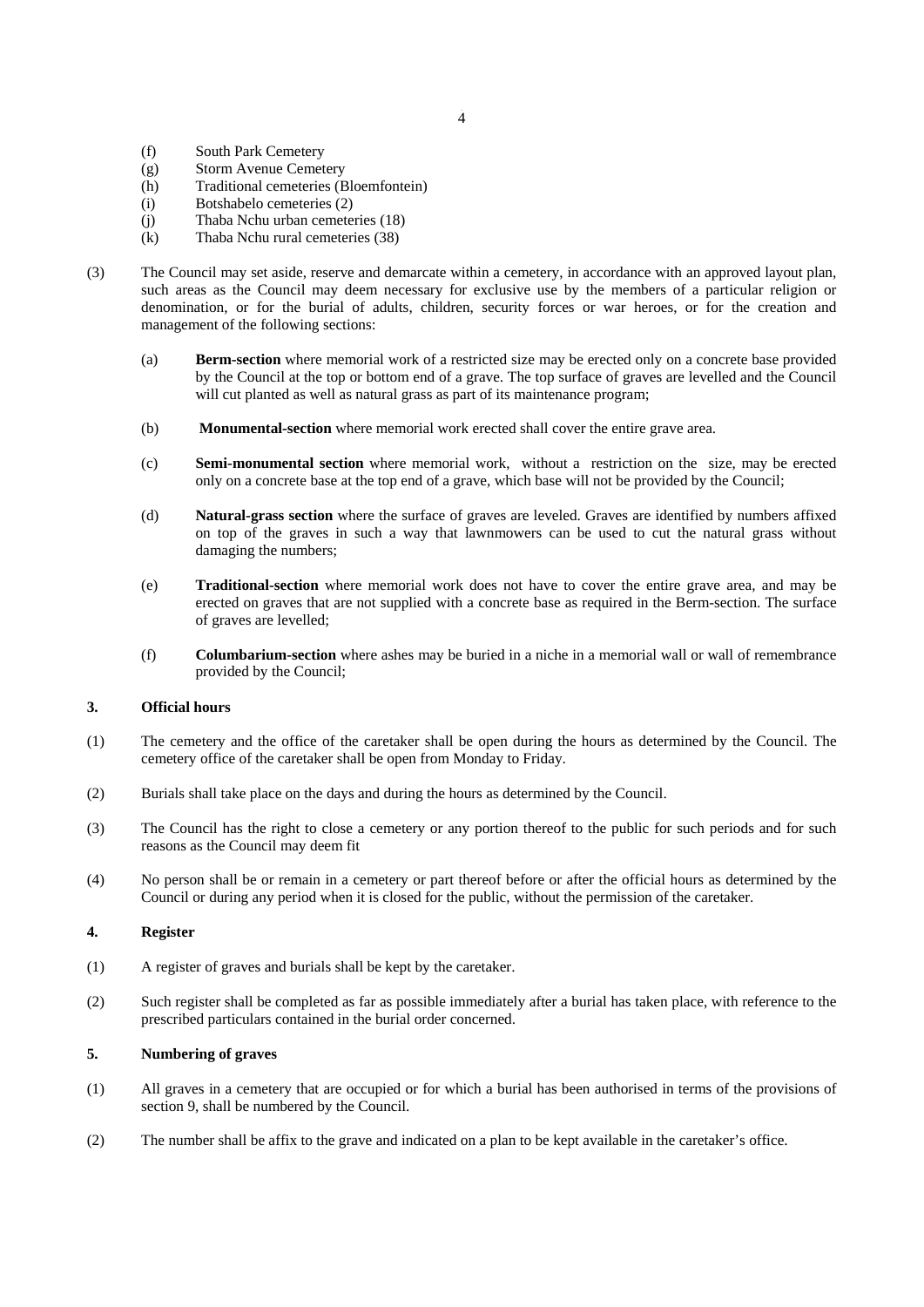(f) South Park Cemetery
(g) Storm Avenue Cemetery
(h) Traditional cemeteries (Bloemfontein)
(i) Botshabelo cemeteries (2)
(j) Thaba Nchu urban cemeteries (18)
(k) Thaba Nchu rural cemeteries (38)

(3) The Council may set aside, reserve and demarcate within a cemetery, in accordance with an approved layout plan, such areas as the Council may deem necessary for exclusive use by the members of a particular religion or denomination, or for the burial of adults, children, security forces or war heroes, or for the creation and management of the following sections:

(a) **Berm-section** where memorial work of a restricted size may be erected only on a concrete base provided by the Council at the top or bottom end of a grave. The top surface of graves are levelled and the Council will cut planted as well as natural grass as part of its maintenance program;

(b) **Monumental-section** where memorial work erected shall cover the entire grave area.

(c) **Semi-monumental section** where memorial work, without a restriction on the size, may be erected only on a concrete base at the top end of a grave, which base will not be provided by the Council;

(d) **Natural-grass section** where the surface of graves are leveled. Graves are identified by numbers affixed on top of the graves in such a way that lawnmowers can be used to cut the natural grass without damaging the numbers;

(e) **Traditional-section** where memorial work does not have to cover the entire grave area, and may be erected on graves that are not supplied with a concrete base as required in the Berm-section. The surface of graves are levelled;

(f) **Columbarium-section** where ashes may be buried in a niche in a memorial wall or wall of remembrance provided by the Council;

### 3. Official hours

(1) The cemetery and the office of the caretaker shall be open during the hours as determined by the Council. The cemetery office of the caretaker shall be open from Monday to Friday.

(2) Burials shall take place on the days and during the hours as determined by the Council.

(3) The Council has the right to close a cemetery or any portion thereof to the public for such periods and for such reasons as the Council may deem fit

(4) No person shall be or remain in a cemetery or part thereof before or after the official hours as determined by the Council or during any period when it is closed for the public, without the permission of the caretaker.

### 4. Register

(1) A register of graves and burials shall be kept by the caretaker.

(2) Such register shall be completed as far as possible immediately after a burial has taken place, with reference to the prescribed particulars contained in the burial order concerned.

### 5. Numbering of graves

(1) All graves in a cemetery that are occupied or for which a burial has been authorised in terms of the provisions of section 9, shall be numbered by the Council.

(2) The number shall be affix to the grave and indicated on a plan to be kept available in the caretaker's office.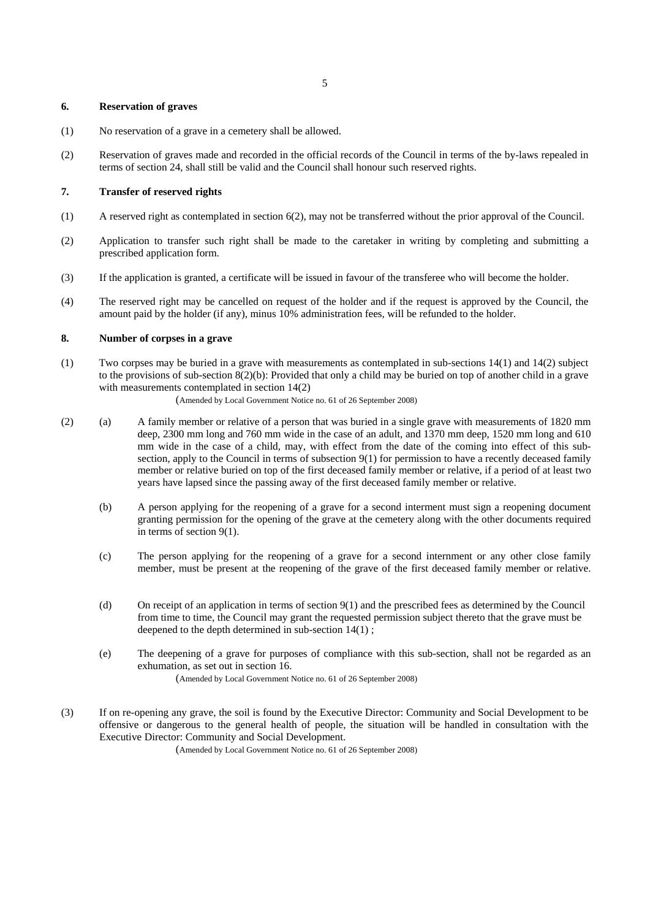### 6. Reservation of graves

(1) No reservation of a grave in a cemetery shall be allowed.

(2) Reservation of graves made and recorded in the official records of the Council in terms of the by-laws repealed in terms of section 24, shall still be valid and the Council shall honour such reserved rights.

### 7. Transfer of reserved rights

(1) A reserved right as contemplated in section 6(2), may not be transferred without the prior approval of the Council.

(2) Application to transfer such right shall be made to the caretaker in writing by completing and submitting a prescribed application form.

(3) If the application is granted, a certificate will be issued in favour of the transferee who will become the holder.

(4) The reserved right may be cancelled on request of the holder and if the request is approved by the Council, the amount paid by the holder (if any), minus 10% administration fees, will be refunded to the holder.

### 8. Number of corpses in a grave

(1) Two corpses may be buried in a grave with measurements as contemplated in sub-sections 14(1) and 14(2) subject to the provisions of sub-section 8(2)(b): Provided that only a child may be buried on top of another child in a grave with measurements contemplated in section 14(2)

(Amended by Local Government Notice no. 61 of 26 September 2008)

(2) (a) A family member or relative of a person that was buried in a single grave with measurements of 1820 mm deep, 2300 mm long and 760 mm wide in the case of an adult, and 1370 mm deep, 1520 mm long and 610 mm wide in the case of a child, may, with effect from the date of the coming into effect of this sub-section, apply to the Council in terms of subsection 9(1) for permission to have a recently deceased family member or relative buried on top of the first deceased family member or relative, if a period of at least two years have lapsed since the passing away of the first deceased family member or relative.

(b) A person applying for the reopening of a grave for a second interment must sign a reopening document granting permission for the opening of the grave at the cemetery along with the other documents required in terms of section 9(1).

(c) The person applying for the reopening of a grave for a second internment or any other close family member, must be present at the reopening of the grave of the first deceased family member or relative.

(d) On receipt of an application in terms of section 9(1) and the prescribed fees as determined by the Council from time to time, the Council may grant the requested permission subject thereto that the grave must be deepened to the depth determined in sub-section 14(1) ;

(e) The deepening of a grave for purposes of compliance with this sub-section, shall not be regarded as an exhumation, as set out in section 16.

(Amended by Local Government Notice no. 61 of 26 September 2008)

(3) If on re-opening any grave, the soil is found by the Executive Director: Community and Social Development to be offensive or dangerous to the general health of people, the situation will be handled in consultation with the Executive Director: Community and Social Development.

(Amended by Local Government Notice no. 61 of 26 September 2008)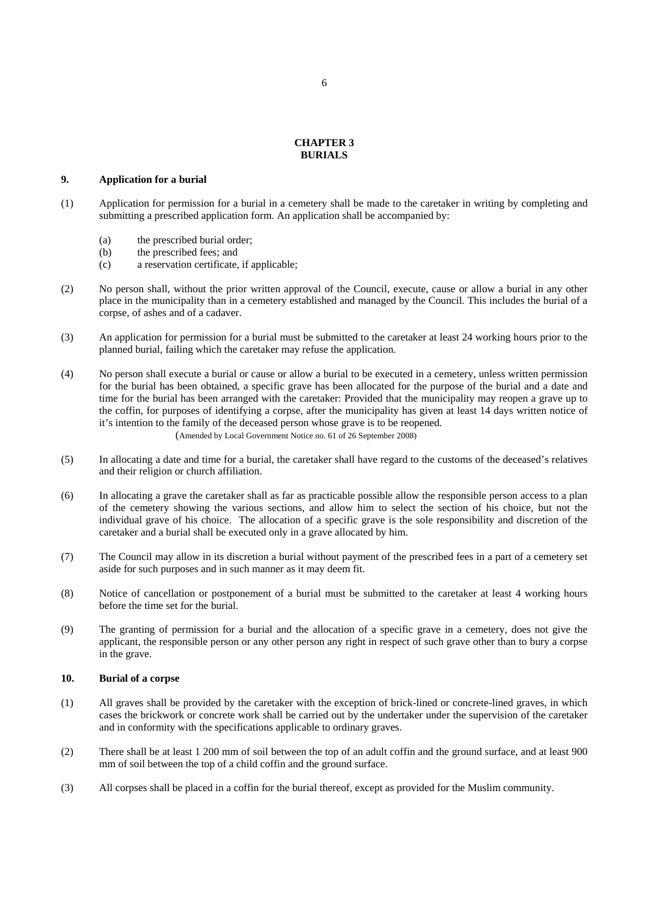# CHAPTER 3
# BURIALS

## 9. Application for a burial

(1) Application for permission for a burial in a cemetery shall be made to the caretaker in writing by completing and submitting a prescribed application form. An application shall be accompanied by:

- (a) the prescribed burial order;
- (b) the prescribed fees; and
- (c) a reservation certificate, if applicable;

(2) No person shall, without the prior written approval of the Council, execute, cause or allow a burial in any other place in the municipality than in a cemetery established and managed by the Council. This includes the burial of a corpse, of ashes and of a cadaver.

(3) An application for permission for a burial must be submitted to the caretaker at least 24 working hours prior to the planned burial, failing which the caretaker may refuse the application.

(4) No person shall execute a burial or cause or allow a burial to be executed in a cemetery, unless written permission for the burial has been obtained, a specific grave has been allocated for the purpose of the burial and a date and time for the burial has been arranged with the caretaker: Provided that the municipality may reopen a grave up to the coffin, for purposes of identifying a corpse, after the municipality has given at least 14 days written notice of it's intention to the family of the deceased person whose grave is to be reopened.

(Amended by Local Government Notice no. 61 of 26 September 2008)

(5) In allocating a date and time for a burial, the caretaker shall have regard to the customs of the deceased's relatives and their religion or church affiliation.

(6) In allocating a grave the caretaker shall as far as practicable possible allow the responsible person access to a plan of the cemetery showing the various sections, and allow him to select the section of his choice, but not the individual grave of his choice. The allocation of a specific grave is the sole responsibility and discretion of the caretaker and a burial shall be executed only in a grave allocated by him.

(7) The Council may allow in its discretion a burial without payment of the prescribed fees in a part of a cemetery set aside for such purposes and in such manner as it may deem fit.

(8) Notice of cancellation or postponement of a burial must be submitted to the caretaker at least 4 working hours before the time set for the burial.

(9) The granting of permission for a burial and the allocation of a specific grave in a cemetery, does not give the applicant, the responsible person or any other person any right in respect of such grave other than to bury a corpse in the grave.

## 10. Burial of a corpse

(1) All graves shall be provided by the caretaker with the exception of brick-lined or concrete-lined graves, in which cases the brickwork or concrete work shall be carried out by the undertaker under the supervision of the caretaker and in conformity with the specifications applicable to ordinary graves.

(2) There shall be at least 1 200 mm of soil between the top of an adult coffin and the ground surface, and at least 900 mm of soil between the top of a child coffin and the ground surface.

(3) All corpses shall be placed in a coffin for the burial thereof, except as provided for the Muslim community.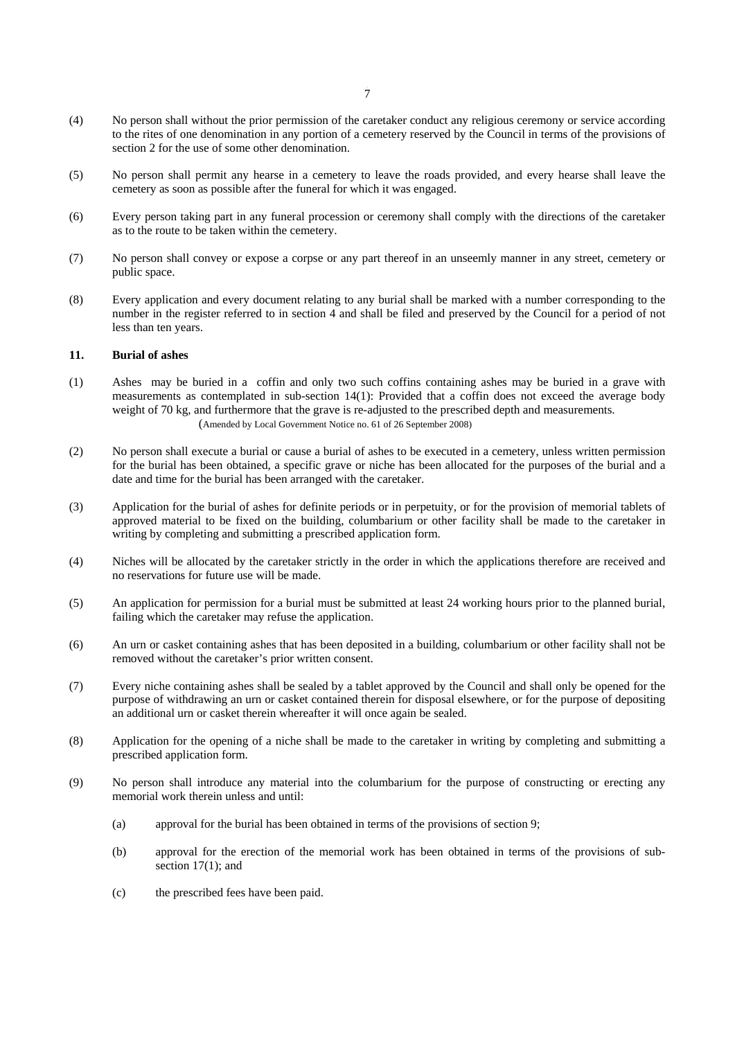(4) No person shall without the prior permission of the caretaker conduct any religious ceremony or service according to the rites of one denomination in any portion of a cemetery reserved by the Council in terms of the provisions of section 2 for the use of some other denomination.

(5) No person shall permit any hearse in a cemetery to leave the roads provided, and every hearse shall leave the cemetery as soon as possible after the funeral for which it was engaged.

(6) Every person taking part in any funeral procession or ceremony shall comply with the directions of the caretaker as to the route to be taken within the cemetery.

(7) No person shall convey or expose a corpse or any part thereof in an unseemly manner in any street, cemetery or public space.

(8) Every application and every document relating to any burial shall be marked with a number corresponding to the number in the register referred to in section 4 and shall be filed and preserved by the Council for a period of not less than ten years.

## 11. Burial of ashes

(1) Ashes may be buried in a coffin and only two such coffins containing ashes may be buried in a grave with measurements as contemplated in sub-section 14(1): Provided that a coffin does not exceed the average body weight of 70 kg, and furthermore that the grave is re-adjusted to the prescribed depth and measurements.
(Amended by Local Government Notice no. 61 of 26 September 2008)

(2) No person shall execute a burial or cause a burial of ashes to be executed in a cemetery, unless written permission for the burial has been obtained, a specific grave or niche has been allocated for the purposes of the burial and a date and time for the burial has been arranged with the caretaker.

(3) Application for the burial of ashes for definite periods or in perpetuity, or for the provision of memorial tablets of approved material to be fixed on the building, columbarium or other facility shall be made to the caretaker in writing by completing and submitting a prescribed application form.

(4) Niches will be allocated by the caretaker strictly in the order in which the applications therefore are received and no reservations for future use will be made.

(5) An application for permission for a burial must be submitted at least 24 working hours prior to the planned burial, failing which the caretaker may refuse the application.

(6) An urn or casket containing ashes that has been deposited in a building, columbarium or other facility shall not be removed without the caretaker's prior written consent.

(7) Every niche containing ashes shall be sealed by a tablet approved by the Council and shall only be opened for the purpose of withdrawing an urn or casket contained therein for disposal elsewhere, or for the purpose of depositing an additional urn or casket therein whereafter it will once again be sealed.

(8) Application for the opening of a niche shall be made to the caretaker in writing by completing and submitting a prescribed application form.

(9) No person shall introduce any material into the columbarium for the purpose of constructing or erecting any memorial work therein unless and until:

 (a) approval for the burial has been obtained in terms of the provisions of section 9;

 (b) approval for the erection of the memorial work has been obtained in terms of the provisions of sub-section 17(1); and

 (c) the prescribed fees have been paid.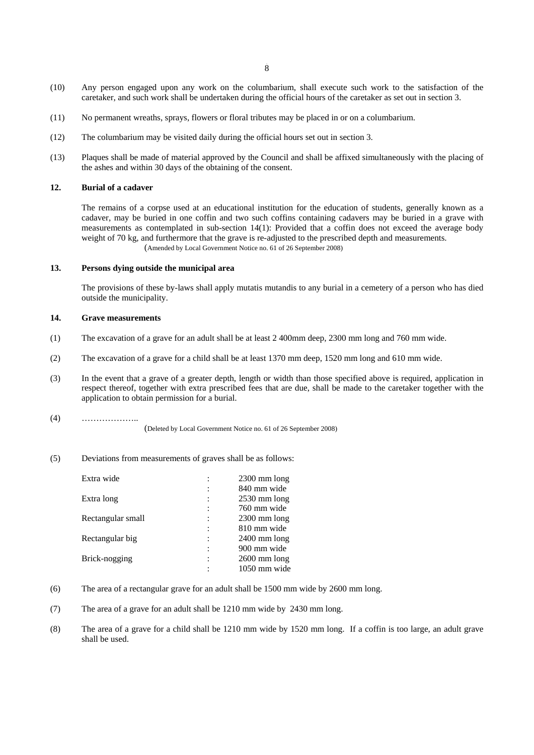(10) Any person engaged upon any work on the columbarium, shall execute such work to the satisfaction of the caretaker, and such work shall be undertaken during the official hours of the caretaker as set out in section 3.

(11) No permanent wreaths, sprays, flowers or floral tributes may be placed in or on a columbarium.

(12) The columbarium may be visited daily during the official hours set out in section 3.

(13) Plaques shall be made of material approved by the Council and shall be affixed simultaneously with the placing of the ashes and within 30 days of the obtaining of the consent.

**12. Burial of a cadaver**

The remains of a corpse used at an educational institution for the education of students, generally known as a cadaver, may be buried in one coffin and two such coffins containing cadavers may be buried in a grave with measurements as contemplated in sub-section 14(1): Provided that a coffin does not exceed the average body weight of 70 kg, and furthermore that the grave is re-adjusted to the prescribed depth and measurements.

(Amended by Local Government Notice no. 61 of 26 September 2008)

**13. Persons dying outside the municipal area**

The provisions of these by-laws shall apply mutatis mutandis to any burial in a cemetery of a person who has died outside the municipality.

**14. Grave measurements**

(1) The excavation of a grave for an adult shall be at least 2 400mm deep, 2300 mm long and 760 mm wide.

(2) The excavation of a grave for a child shall be at least 1370 mm deep, 1520 mm long and 610 mm wide.

(3) In the event that a grave of a greater depth, length or width than those specified above is required, application in respect thereof, together with extra prescribed fees that are due, shall be made to the caretaker together with the application to obtain permission for a burial.

(4) ………………..

(Deleted by Local Government Notice no. 61 of 26 September 2008)

(5) Deviations from measurements of graves shall be as follows:

| | | |
|---|---|---|
| Extra wide | : | 2300 mm long |
| | : | 840 mm wide |
| Extra long | : | 2530 mm long |
| | : | 760 mm wide |
| Rectangular small | : | 2300 mm long |
| | : | 810 mm wide |
| Rectangular big | : | 2400 mm long |
| | : | 900 mm wide |
| Brick-nogging | : | 2600 mm long |
| | : | 1050 mm wide |

(6) The area of a rectangular grave for an adult shall be 1500 mm wide by 2600 mm long.

(7) The area of a grave for an adult shall be 1210 mm wide by 2430 mm long.

(8) The area of a grave for a child shall be 1210 mm wide by 1520 mm long. If a coffin is too large, an adult grave shall be used.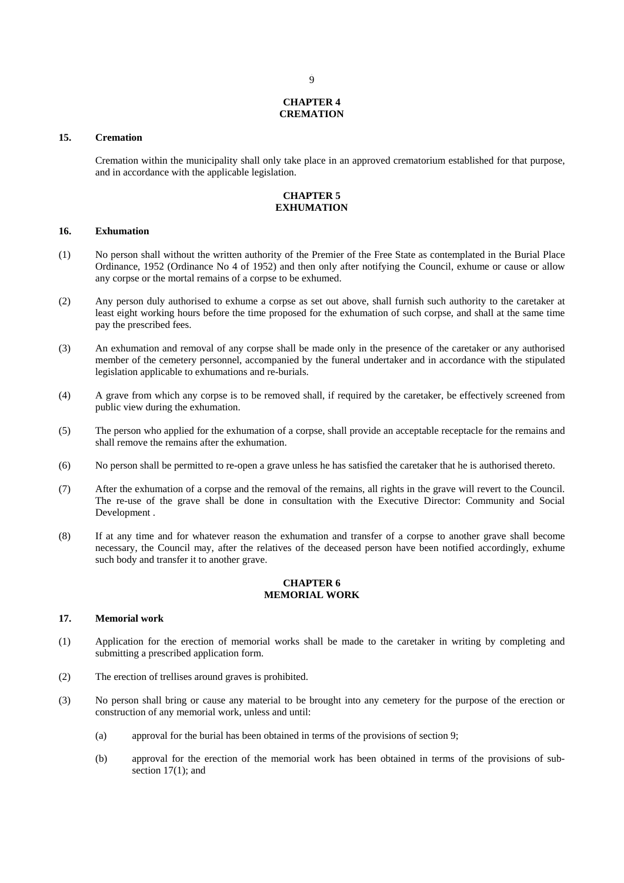## CHAPTER 4
## CREMATION

**15. Cremation**

Cremation within the municipality shall only take place in an approved crematorium established for that purpose, and in accordance with the applicable legislation.

## CHAPTER 5
## EXHUMATION

**16. Exhumation**

(1) No person shall without the written authority of the Premier of the Free State as contemplated in the Burial Place Ordinance, 1952 (Ordinance No 4 of 1952) and then only after notifying the Council, exhume or cause or allow any corpse or the mortal remains of a corpse to be exhumed.

(2) Any person duly authorised to exhume a corpse as set out above, shall furnish such authority to the caretaker at least eight working hours before the time proposed for the exhumation of such corpse, and shall at the same time pay the prescribed fees.

(3) An exhumation and removal of any corpse shall be made only in the presence of the caretaker or any authorised member of the cemetery personnel, accompanied by the funeral undertaker and in accordance with the stipulated legislation applicable to exhumations and re-burials.

(4) A grave from which any corpse is to be removed shall, if required by the caretaker, be effectively screened from public view during the exhumation.

(5) The person who applied for the exhumation of a corpse, shall provide an acceptable receptacle for the remains and shall remove the remains after the exhumation.

(6) No person shall be permitted to re-open a grave unless he has satisfied the caretaker that he is authorised thereto.

(7) After the exhumation of a corpse and the removal of the remains, all rights in the grave will revert to the Council. The re-use of the grave shall be done in consultation with the Executive Director: Community and Social Development .

(8) If at any time and for whatever reason the exhumation and transfer of a corpse to another grave shall become necessary, the Council may, after the relatives of the deceased person have been notified accordingly, exhume such body and transfer it to another grave.

## CHAPTER 6
## MEMORIAL WORK

**17. Memorial work**

(1) Application for the erection of memorial works shall be made to the caretaker in writing by completing and submitting a prescribed application form.

(2) The erection of trellises around graves is prohibited.

(3) No person shall bring or cause any material to be brought into any cemetery for the purpose of the erection or construction of any memorial work, unless and until:

(a) approval for the burial has been obtained in terms of the provisions of section 9;

(b) approval for the erection of the memorial work has been obtained in terms of the provisions of sub-section 17(1); and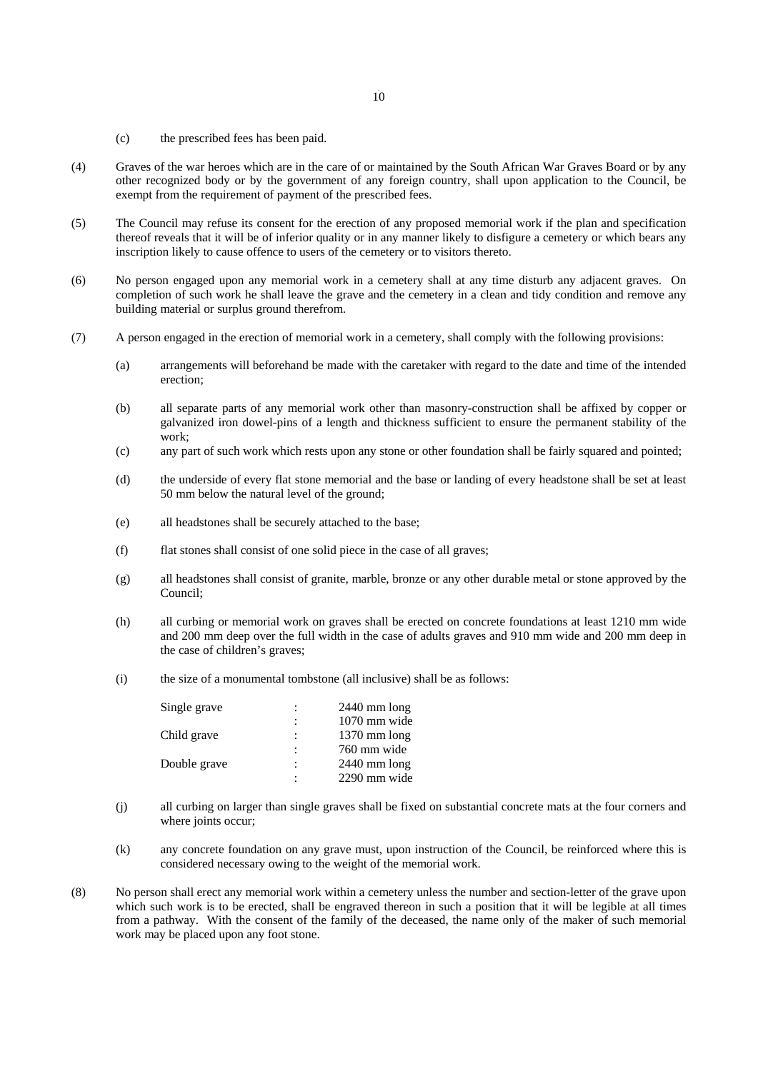(c) the prescribed fees has been paid.

(4) Graves of the war heroes which are in the care of or maintained by the South African War Graves Board or by any other recognized body or by the government of any foreign country, shall upon application to the Council, be exempt from the requirement of payment of the prescribed fees.

(5) The Council may refuse its consent for the erection of any proposed memorial work if the plan and specification thereof reveals that it will be of inferior quality or in any manner likely to disfigure a cemetery or which bears any inscription likely to cause offence to users of the cemetery or to visitors thereto.

(6) No person engaged upon any memorial work in a cemetery shall at any time disturb any adjacent graves. On completion of such work he shall leave the grave and the cemetery in a clean and tidy condition and remove any building material or surplus ground therefrom.

(7) A person engaged in the erection of memorial work in a cemetery, shall comply with the following provisions:

(a) arrangements will beforehand be made with the caretaker with regard to the date and time of the intended erection;

(b) all separate parts of any memorial work other than masonry-construction shall be affixed by copper or galvanized iron dowel-pins of a length and thickness sufficient to ensure the permanent stability of the work;

(c) any part of such work which rests upon any stone or other foundation shall be fairly squared and pointed;

(d) the underside of every flat stone memorial and the base or landing of every headstone shall be set at least 50 mm below the natural level of the ground;

(e) all headstones shall be securely attached to the base;

(f) flat stones shall consist of one solid piece in the case of all graves;

(g) all headstones shall consist of granite, marble, bronze or any other durable metal or stone approved by the Council;

(h) all curbing or memorial work on graves shall be erected on concrete foundations at least 1210 mm wide and 200 mm deep over the full width in the case of adults graves and 910 mm wide and 200 mm deep in the case of children's graves;

(i) the size of a monumental tombstone (all inclusive) shall be as follows:

| | | |
|---|---|---|
| Single grave | : | 2440 mm long |
| | : | 1070 mm wide |
| Child grave | : | 1370 mm long |
| | : | 760 mm wide |
| Double grave | : | 2440 mm long |
| | : | 2290 mm wide |

(j) all curbing on larger than single graves shall be fixed on substantial concrete mats at the four corners and where joints occur;

(k) any concrete foundation on any grave must, upon instruction of the Council, be reinforced where this is considered necessary owing to the weight of the memorial work.

(8) No person shall erect any memorial work within a cemetery unless the number and section-letter of the grave upon which such work is to be erected, shall be engraved thereon in such a position that it will be legible at all times from a pathway. With the consent of the family of the deceased, the name only of the maker of such memorial work may be placed upon any foot stone.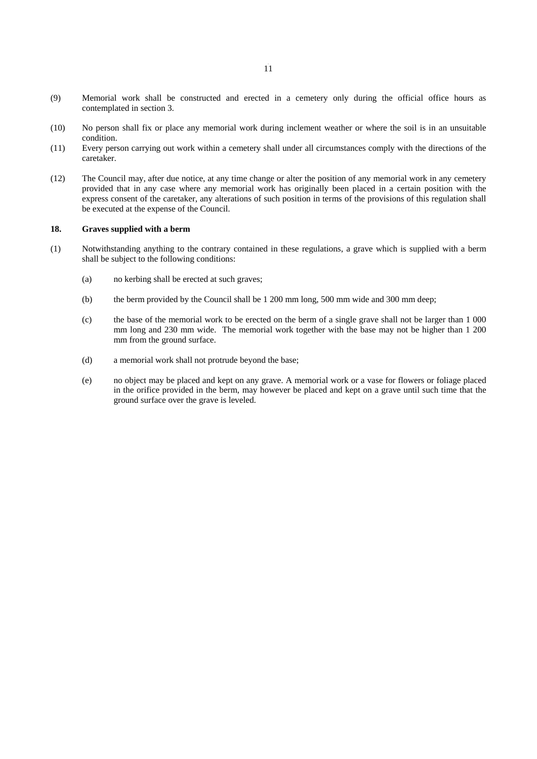(9) Memorial work shall be constructed and erected in a cemetery only during the official office hours as contemplated in section 3.

(10) No person shall fix or place any memorial work during inclement weather or where the soil is in an unsuitable condition.

(11) Every person carrying out work within a cemetery shall under all circumstances comply with the directions of the caretaker.

(12) The Council may, after due notice, at any time change or alter the position of any memorial work in any cemetery provided that in any case where any memorial work has originally been placed in a certain position with the express consent of the caretaker, any alterations of such position in terms of the provisions of this regulation shall be executed at the expense of the Council.

**18. Graves supplied with a berm**

(1) Notwithstanding anything to the contrary contained in these regulations, a grave which is supplied with a berm shall be subject to the following conditions:

(a) no kerbing shall be erected at such graves;

(b) the berm provided by the Council shall be 1 200 mm long, 500 mm wide and 300 mm deep;

(c) the base of the memorial work to be erected on the berm of a single grave shall not be larger than 1 000 mm long and 230 mm wide. The memorial work together with the base may not be higher than 1 200 mm from the ground surface.

(d) a memorial work shall not protrude beyond the base;

(e) no object may be placed and kept on any grave. A memorial work or a vase for flowers or foliage placed in the orifice provided in the berm, may however be placed and kept on a grave until such time that the ground surface over the grave is leveled.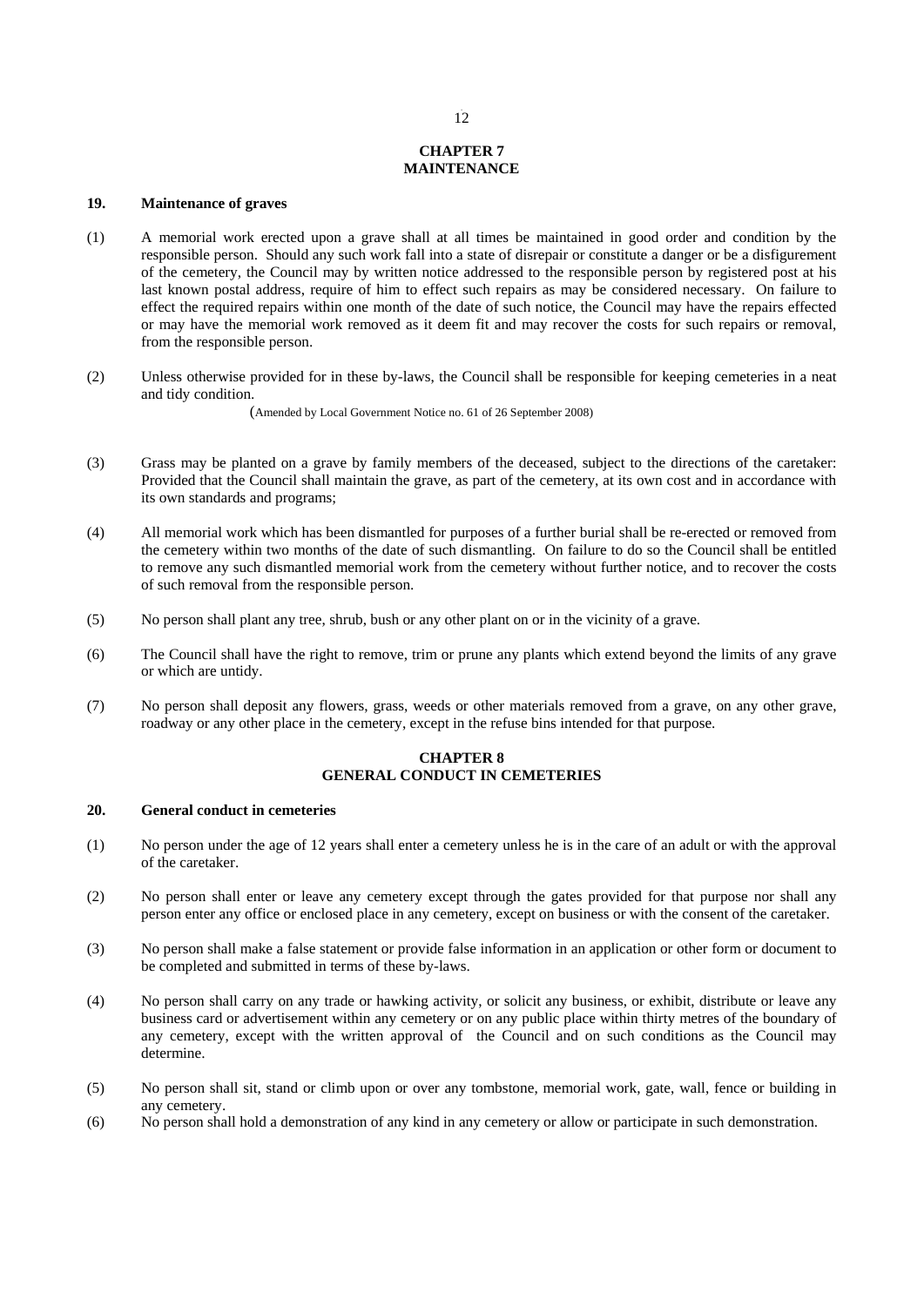## CHAPTER 7
## MAINTENANCE

### 19. Maintenance of graves

(1) A memorial work erected upon a grave shall at all times be maintained in good order and condition by the responsible person. Should any such work fall into a state of disrepair or constitute a danger or be a disfigurement of the cemetery, the Council may by written notice addressed to the responsible person by registered post at his last known postal address, require of him to effect such repairs as may be considered necessary. On failure to effect the required repairs within one month of the date of such notice, the Council may have the repairs effected or may have the memorial work removed as it deem fit and may recover the costs for such repairs or removal, from the responsible person.

(2) Unless otherwise provided for in these by-laws, the Council shall be responsible for keeping cemeteries in a neat and tidy condition.

(Amended by Local Government Notice no. 61 of 26 September 2008)

(3) Grass may be planted on a grave by family members of the deceased, subject to the directions of the caretaker: Provided that the Council shall maintain the grave, as part of the cemetery, at its own cost and in accordance with its own standards and programs;

(4) All memorial work which has been dismantled for purposes of a further burial shall be re-erected or removed from the cemetery within two months of the date of such dismantling. On failure to do so the Council shall be entitled to remove any such dismantled memorial work from the cemetery without further notice, and to recover the costs of such removal from the responsible person.

(5) No person shall plant any tree, shrub, bush or any other plant on or in the vicinity of a grave.

(6) The Council shall have the right to remove, trim or prune any plants which extend beyond the limits of any grave or which are untidy.

(7) No person shall deposit any flowers, grass, weeds or other materials removed from a grave, on any other grave, roadway or any other place in the cemetery, except in the refuse bins intended for that purpose.

## CHAPTER 8
## GENERAL CONDUCT IN CEMETERIES

### 20. General conduct in cemeteries

(1) No person under the age of 12 years shall enter a cemetery unless he is in the care of an adult or with the approval of the caretaker.

(2) No person shall enter or leave any cemetery except through the gates provided for that purpose nor shall any person enter any office or enclosed place in any cemetery, except on business or with the consent of the caretaker.

(3) No person shall make a false statement or provide false information in an application or other form or document to be completed and submitted in terms of these by-laws.

(4) No person shall carry on any trade or hawking activity, or solicit any business, or exhibit, distribute or leave any business card or advertisement within any cemetery or on any public place within thirty metres of the boundary of any cemetery, except with the written approval of the Council and on such conditions as the Council may determine.

(5) No person shall sit, stand or climb upon or over any tombstone, memorial work, gate, wall, fence or building in any cemetery.

(6) No person shall hold a demonstration of any kind in any cemetery or allow or participate in such demonstration.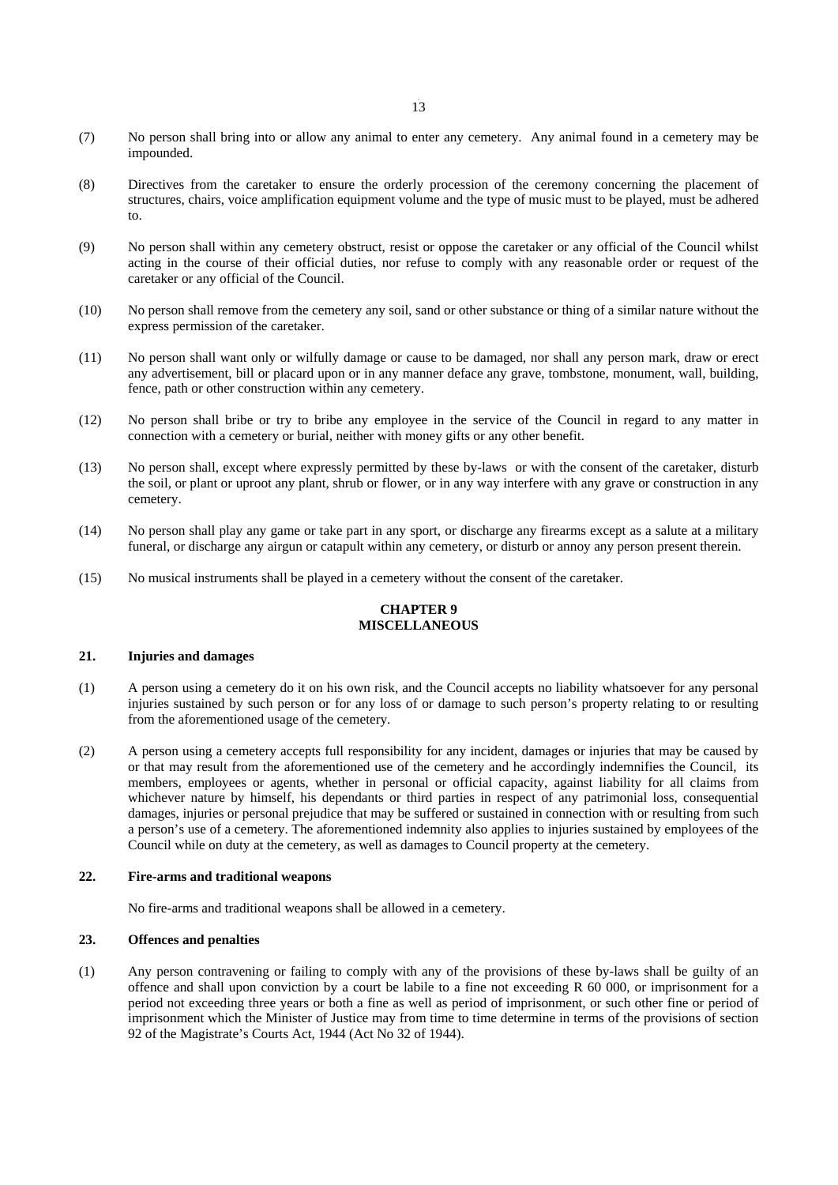(7) No person shall bring into or allow any animal to enter any cemetery. Any animal found in a cemetery may be impounded.

(8) Directives from the caretaker to ensure the orderly procession of the ceremony concerning the placement of structures, chairs, voice amplification equipment volume and the type of music must to be played, must be adhered to.

(9) No person shall within any cemetery obstruct, resist or oppose the caretaker or any official of the Council whilst acting in the course of their official duties, nor refuse to comply with any reasonable order or request of the caretaker or any official of the Council.

(10) No person shall remove from the cemetery any soil, sand or other substance or thing of a similar nature without the express permission of the caretaker.

(11) No person shall want only or wilfully damage or cause to be damaged, nor shall any person mark, draw or erect any advertisement, bill or placard upon or in any manner deface any grave, tombstone, monument, wall, building, fence, path or other construction within any cemetery.

(12) No person shall bribe or try to bribe any employee in the service of the Council in regard to any matter in connection with a cemetery or burial, neither with money gifts or any other benefit.

(13) No person shall, except where expressly permitted by these by-laws or with the consent of the caretaker, disturb the soil, or plant or uproot any plant, shrub or flower, or in any way interfere with any grave or construction in any cemetery.

(14) No person shall play any game or take part in any sport, or discharge any firearms except as a salute at a military funeral, or discharge any airgun or catapult within any cemetery, or disturb or annoy any person present therein.

(15) No musical instruments shall be played in a cemetery without the consent of the caretaker.

## CHAPTER 9
## MISCELLANEOUS

### 21. Injuries and damages

(1) A person using a cemetery do it on his own risk, and the Council accepts no liability whatsoever for any personal injuries sustained by such person or for any loss of or damage to such person's property relating to or resulting from the aforementioned usage of the cemetery.

(2) A person using a cemetery accepts full responsibility for any incident, damages or injuries that may be caused by or that may result from the aforementioned use of the cemetery and he accordingly indemnifies the Council, its members, employees or agents, whether in personal or official capacity, against liability for all claims from whichever nature by himself, his dependants or third parties in respect of any patrimonial loss, consequential damages, injuries or personal prejudice that may be suffered or sustained in connection with or resulting from such a person's use of a cemetery. The aforementioned indemnity also applies to injuries sustained by employees of the Council while on duty at the cemetery, as well as damages to Council property at the cemetery.

### 22. Fire-arms and traditional weapons

No fire-arms and traditional weapons shall be allowed in a cemetery.

### 23. Offences and penalties

(1) Any person contravening or failing to comply with any of the provisions of these by-laws shall be guilty of an offence and shall upon conviction by a court be labile to a fine not exceeding R 60 000, or imprisonment for a period not exceeding three years or both a fine as well as period of imprisonment, or such other fine or period of imprisonment which the Minister of Justice may from time to time determine in terms of the provisions of section 92 of the Magistrate's Courts Act, 1944 (Act No 32 of 1944).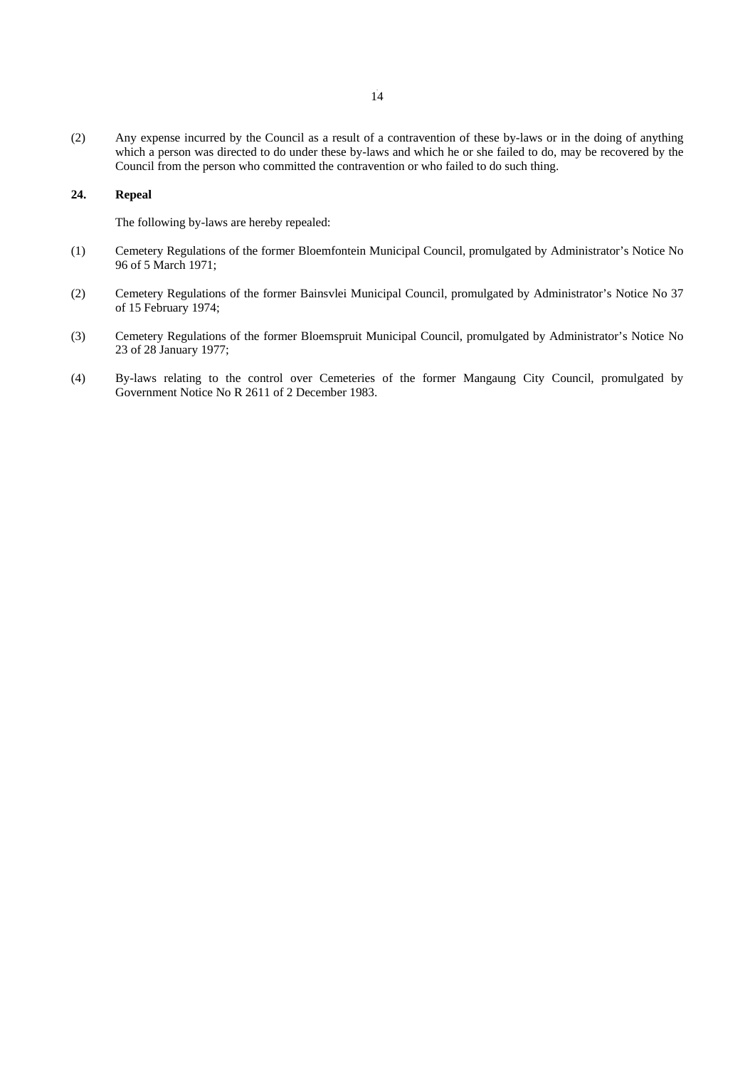(2) Any expense incurred by the Council as a result of a contravention of these by-laws or in the doing of anything which a person was directed to do under these by-laws and which he or she failed to do, may be recovered by the Council from the person who committed the contravention or who failed to do such thing.

**24. Repeal**

The following by-laws are hereby repealed:

(1) Cemetery Regulations of the former Bloemfontein Municipal Council, promulgated by Administrator's Notice No 96 of 5 March 1971;

(2) Cemetery Regulations of the former Bainsvlei Municipal Council, promulgated by Administrator's Notice No 37 of 15 February 1974;

(3) Cemetery Regulations of the former Bloemspruit Municipal Council, promulgated by Administrator's Notice No 23 of 28 January 1977;

(4) By-laws relating to the control over Cemeteries of the former Mangaung City Council, promulgated by Government Notice No R 2611 of 2 December 1983.